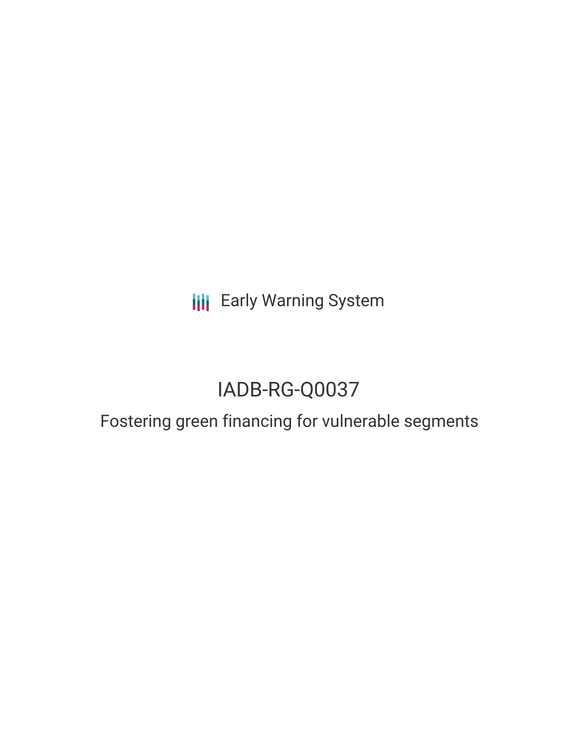Early Warning System

# IADB-RG-Q0037

## Fostering green financing for vulnerable segments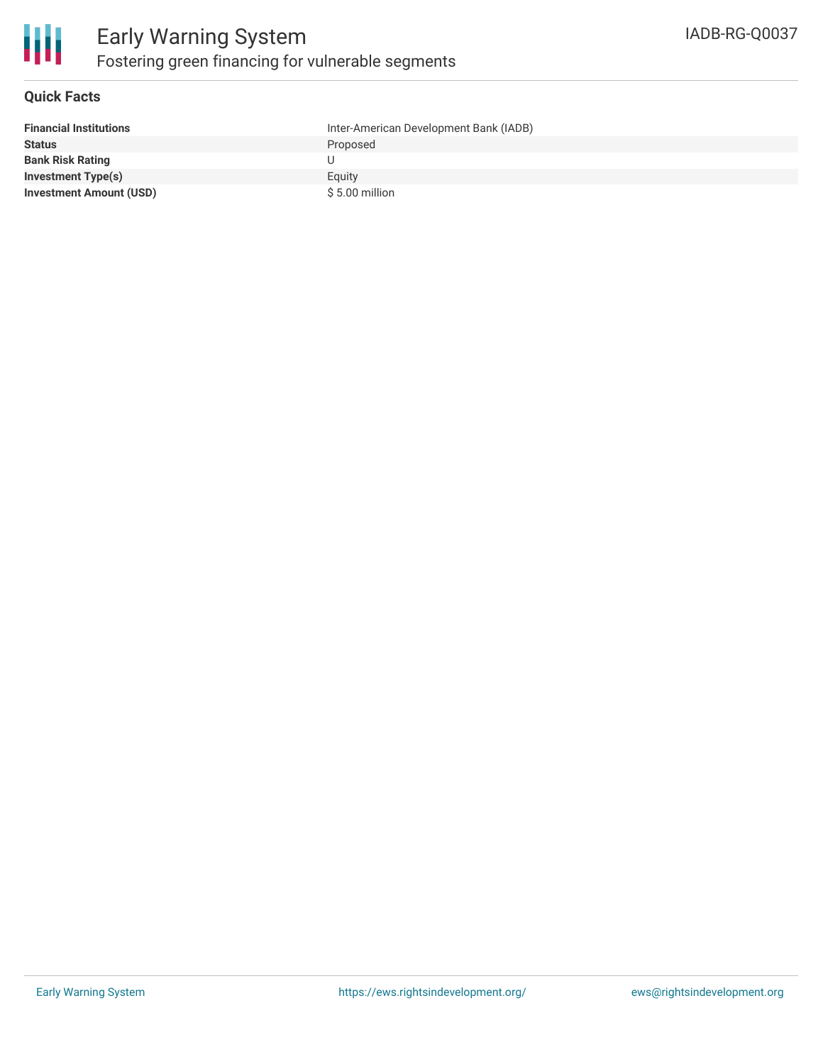# Early Warning System

## Fostering green financing for vulnerable segments

IADB-RG-Q0037

### Quick Facts

| | |
|---|---|
| **Financial Institutions** | Inter-American Development Bank (IADB) |
| **Status** | Proposed |
| **Bank Risk Rating** | U |
| **Investment Type(s)** | Equity |
| **Investment Amount (USD)** | $ 5.00 million |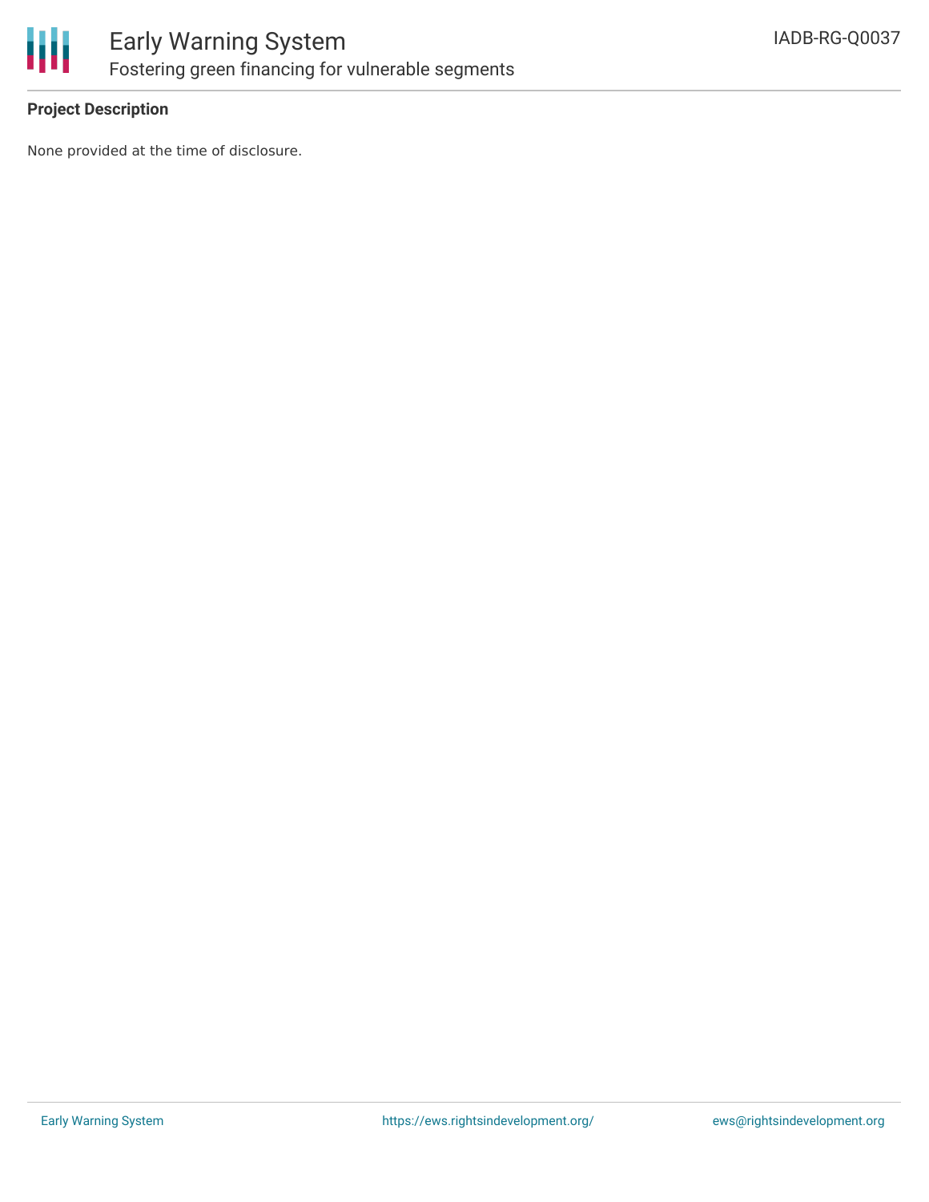## Project Description

None provided at the time of disclosure.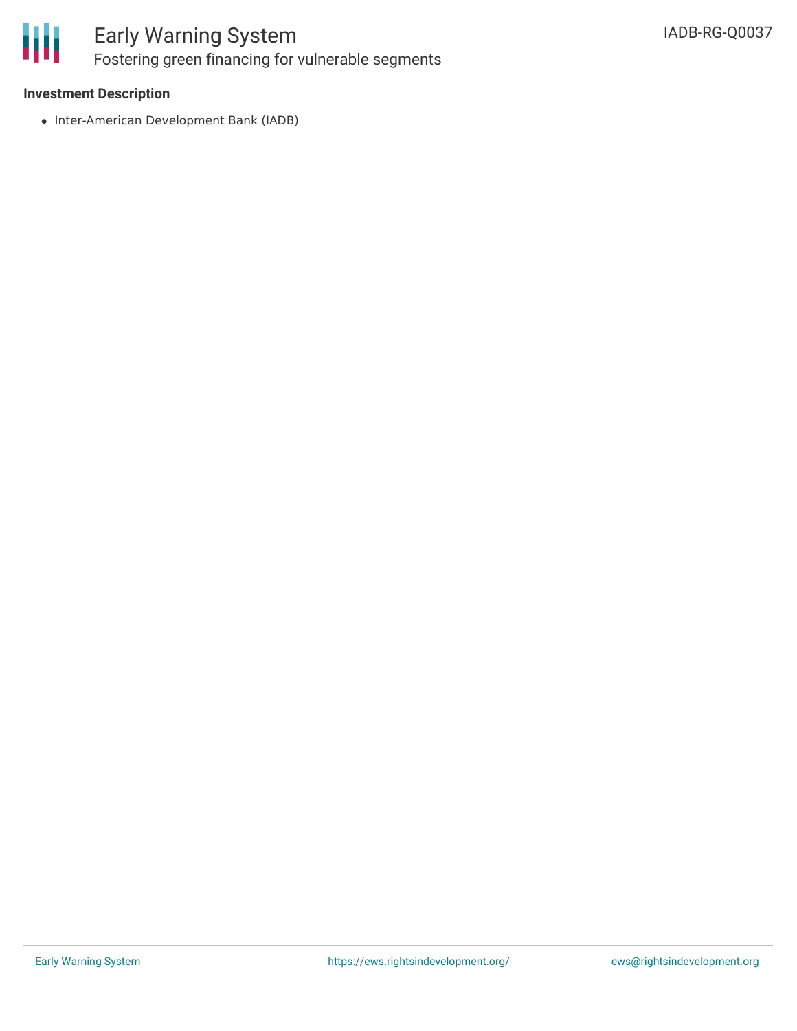**Investment Description**

- Inter-American Development Bank (IADB)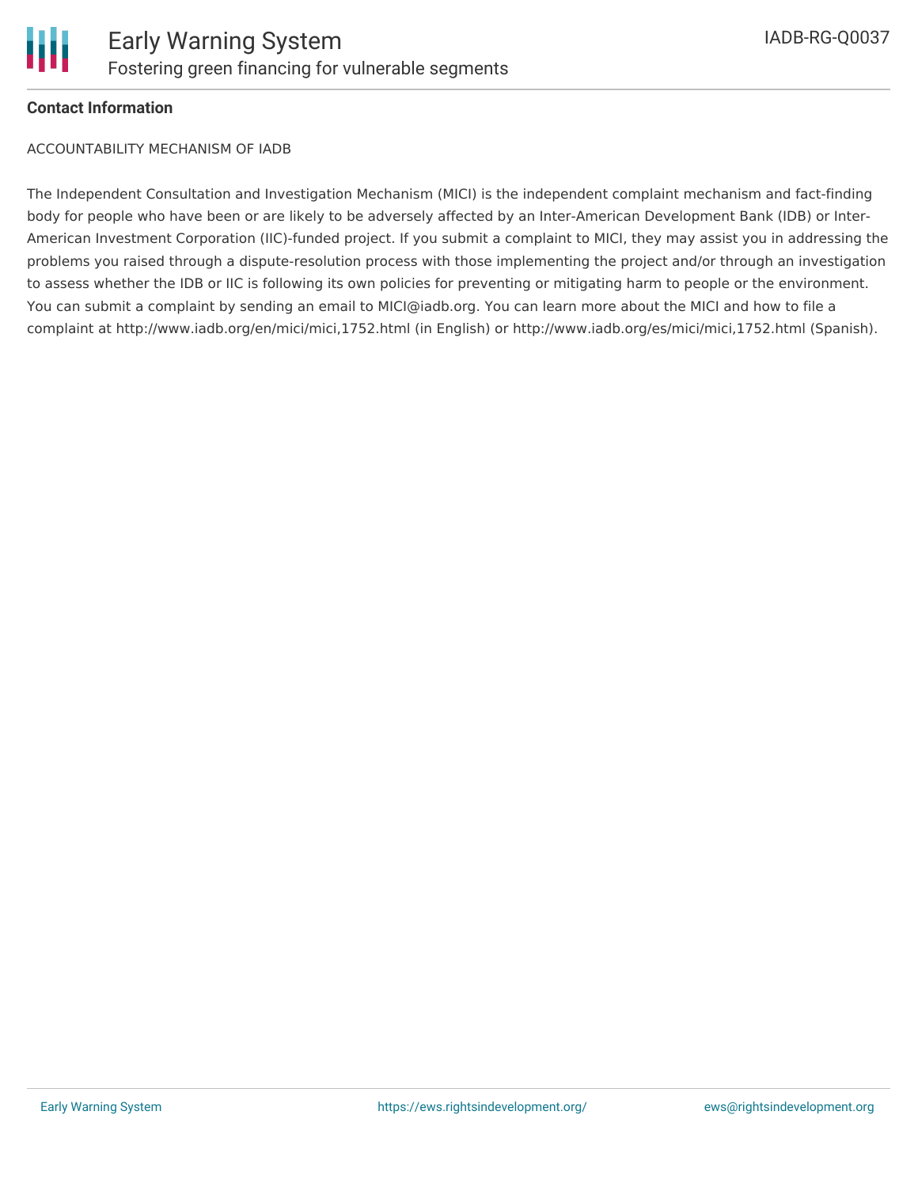**Contact Information**

ACCOUNTABILITY MECHANISM OF IADB

The Independent Consultation and Investigation Mechanism (MICI) is the independent complaint mechanism and fact-finding body for people who have been or are likely to be adversely affected by an Inter-American Development Bank (IDB) or Inter-American Investment Corporation (IIC)-funded project. If you submit a complaint to MICI, they may assist you in addressing the problems you raised through a dispute-resolution process with those implementing the project and/or through an investigation to assess whether the IDB or IIC is following its own policies for preventing or mitigating harm to people or the environment. You can submit a complaint by sending an email to MICI@iadb.org. You can learn more about the MICI and how to file a complaint at http://www.iadb.org/en/mici/mici,1752.html (in English) or http://www.iadb.org/es/mici/mici,1752.html (Spanish).